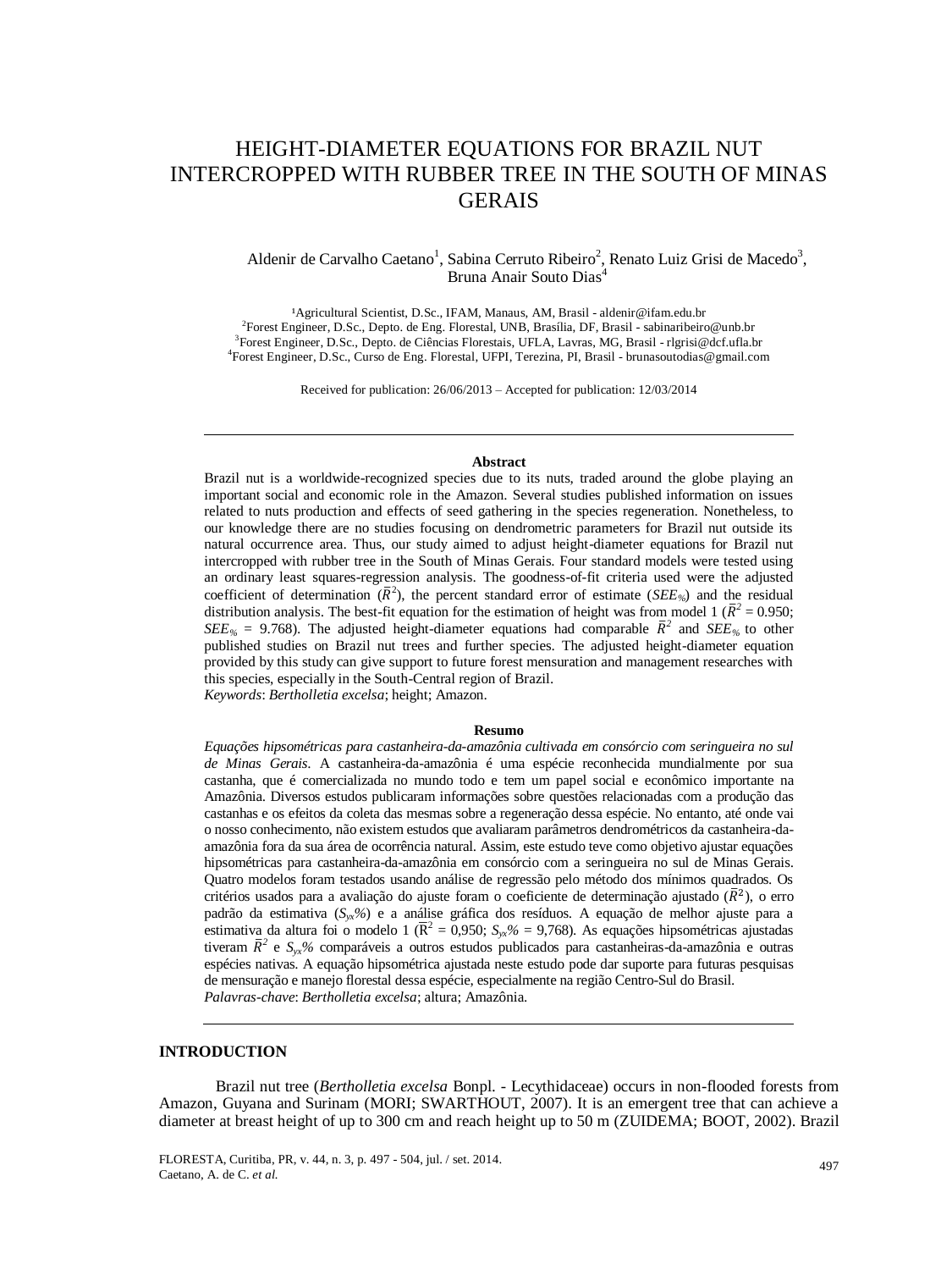# HEIGHT-DIAMETER EQUATIONS FOR BRAZIL NUT INTERCROPPED WITH RUBBER TREE IN THE SOUTH OF MINAS GERAIS

Aldenir de Carvalho Caetano[1], Sabina Cerruto Ribeiro[2], Renato Luiz Grisi de Macedo[3], Bruna Anair Souto Dias[4]

[1]Agricultural Scientist, D.Sc., IFAM, Manaus, AM, Brasil - aldenir@ifam.edu.br
[2]Forest Engineer, D.Sc., Depto. de Eng. Florestal, UNB, Brasília, DF, Brasil - sabinaribeiro@unb.br
[3]Forest Engineer, D.Sc., Depto. de Ciências Florestais, UFLA, Lavras, MG, Brasil - rlgrisi@dcf.ufla.br
[4]Forest Engineer, D.Sc., Curso de Eng. Florestal, UFPI, Terezina, PI, Brasil - brunasoutodias@gmail.com

Received for publication: 26/06/2013 – Accepted for publication: 12/03/2014

---

**Abstract**

Brazil nut is a worldwide-recognized species due to its nuts, traded around the globe playing an important social and economic role in the Amazon. Several studies published information on issues related to nuts production and effects of seed gathering in the species regeneration. Nonetheless, to our knowledge there are no studies focusing on dendrometric parameters for Brazil nut outside its natural occurrence area. Thus, our study aimed to adjust height-diameter equations for Brazil nut intercropped with rubber tree in the South of Minas Gerais. Four standard models were tested using an ordinary least squares-regression analysis. The goodness-of-fit criteria used were the adjusted coefficient of determination ($\bar{R}^2$), the percent standard error of estimate ($SEE_{\%}$) and the residual distribution analysis. The best-fit equation for the estimation of height was from model 1 ($\bar{R}^2 = 0.950$; $SEE_{\%} = 9.768$). The adjusted height-diameter equations had comparable $\bar{R}^2$ and $SEE_{\%}$ to other published studies on Brazil nut trees and further species. The adjusted height-diameter equation provided by this study can give support to future forest mensuration and management researches with this species, especially in the South-Central region of Brazil.
*Keywords*: *Bertholletia excelsa*; height; Amazon.

**Resumo**

*Equações hipsométricas para castanheira-da-amazônia cultivada em consórcio com seringueira no sul de Minas Gerais*. A castanheira-da-amazônia é uma espécie reconhecida mundialmente por sua castanha, que é comercializada no mundo todo e tem um papel social e econômico importante na Amazônia. Diversos estudos publicaram informações sobre questões relacionadas com a produção das castanhas e os efeitos da coleta das mesmas sobre a regeneração dessa espécie. No entanto, até onde vai o nosso conhecimento, não existem estudos que avaliaram parâmetros dendrométricos da castanheira-da-amazônia fora da sua área de ocorrência natural. Assim, este estudo teve como objetivo ajustar equações hipsométricas para castanheira-da-amazônia em consórcio com a seringueira no sul de Minas Gerais. Quatro modelos foram testados usando análise de regressão pelo método dos mínimos quadrados. Os critérios usados para a avaliação do ajuste foram o coeficiente de determinação ajustado ($\bar{R}^2$), o erro padrão da estimativa ($S_{yx}\%$) e a análise gráfica dos resíduos. A equação de melhor ajuste para a estimativa da altura foi o modelo 1 ($\bar{R}^2 = 0{,}950$; $S_{yx}\% = 9{,}768$). As equações hipsométricas ajustadas tiveram $\bar{R}^2$ e $S_{yx}\%$ comparáveis a outros estudos publicados para castanheiras-da-amazônia e outras espécies nativas. A equação hipsométrica ajustada neste estudo pode dar suporte para futuras pesquisas de mensuração e manejo florestal dessa espécie, especialmente na região Centro-Sul do Brasil.
*Palavras-chave*: *Bertholletia excelsa*; altura; Amazônia.

---

## INTRODUCTION

Brazil nut tree (*Bertholletia excelsa* Bonpl. - Lecythidaceae) occurs in non-flooded forests from Amazon, Guyana and Surinam (MORI; SWARTHOUT, 2007). It is an emergent tree that can achieve a diameter at breast height of up to 300 cm and reach height up to 50 m (ZUIDEMA; BOOT, 2002). Brazil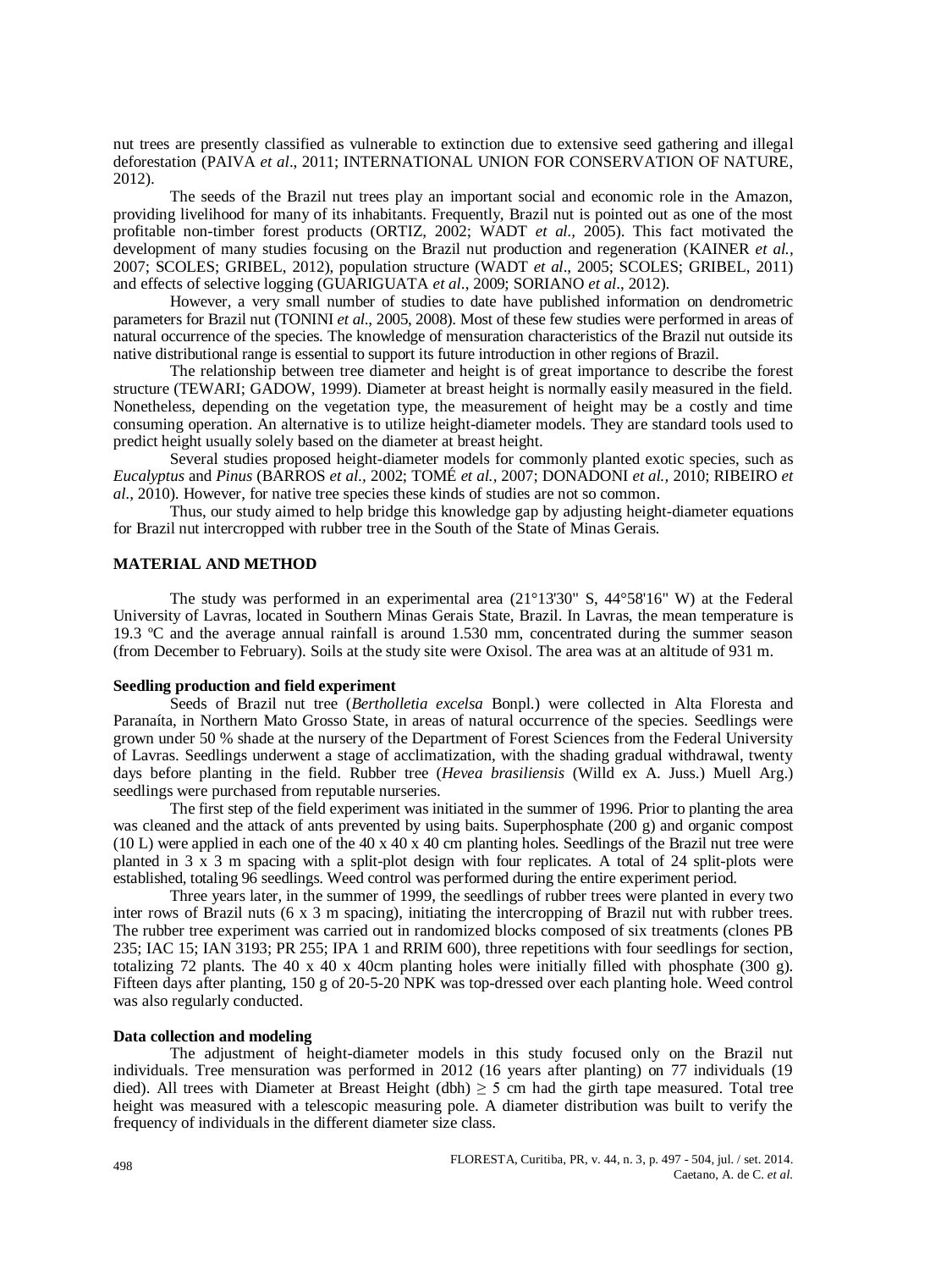nut trees are presently classified as vulnerable to extinction due to extensive seed gathering and illegal deforestation (PAIVA *et al*., 2011; INTERNATIONAL UNION FOR CONSERVATION OF NATURE, 2012).

The seeds of the Brazil nut trees play an important social and economic role in the Amazon, providing livelihood for many of its inhabitants. Frequently, Brazil nut is pointed out as one of the most profitable non-timber forest products (ORTIZ, 2002; WADT *et al.*, 2005). This fact motivated the development of many studies focusing on the Brazil nut production and regeneration (KAINER *et al.*, 2007; SCOLES; GRIBEL, 2012), population structure (WADT *et al*., 2005; SCOLES; GRIBEL, 2011) and effects of selective logging (GUARIGUATA *et al*., 2009; SORIANO *et al*., 2012).

However, a very small number of studies to date have published information on dendrometric parameters for Brazil nut (TONINI *et al*., 2005, 2008). Most of these few studies were performed in areas of natural occurrence of the species. The knowledge of mensuration characteristics of the Brazil nut outside its native distributional range is essential to support its future introduction in other regions of Brazil.

The relationship between tree diameter and height is of great importance to describe the forest structure (TEWARI; GADOW, 1999). Diameter at breast height is normally easily measured in the field. Nonetheless, depending on the vegetation type, the measurement of height may be a costly and time consuming operation. An alternative is to utilize height-diameter models. They are standard tools used to predict height usually solely based on the diameter at breast height.

Several studies proposed height-diameter models for commonly planted exotic species, such as *Eucalyptus* and *Pinus* (BARROS *et al.*, 2002; TOMÉ *et al.*, 2007; DONADONI *et al.*, 2010; RIBEIRO *et al.*, 2010). However, for native tree species these kinds of studies are not so common.

Thus, our study aimed to help bridge this knowledge gap by adjusting height-diameter equations for Brazil nut intercropped with rubber tree in the South of the State of Minas Gerais.

## MATERIAL AND METHOD

The study was performed in an experimental area (21°13'30" S, 44°58'16" W) at the Federal University of Lavras, located in Southern Minas Gerais State, Brazil. In Lavras, the mean temperature is 19.3 ºC and the average annual rainfall is around 1.530 mm, concentrated during the summer season (from December to February). Soils at the study site were Oxisol. The area was at an altitude of 931 m.

### Seedling production and field experiment

Seeds of Brazil nut tree (*Bertholletia excelsa* Bonpl.) were collected in Alta Floresta and Paranaíta, in Northern Mato Grosso State, in areas of natural occurrence of the species. Seedlings were grown under 50 % shade at the nursery of the Department of Forest Sciences from the Federal University of Lavras. Seedlings underwent a stage of acclimatization, with the shading gradual withdrawal, twenty days before planting in the field. Rubber tree (*Hevea brasiliensis* (Willd ex A. Juss.) Muell Arg.) seedlings were purchased from reputable nurseries.

The first step of the field experiment was initiated in the summer of 1996. Prior to planting the area was cleaned and the attack of ants prevented by using baits. Superphosphate (200 g) and organic compost (10 L) were applied in each one of the 40 x 40 x 40 cm planting holes. Seedlings of the Brazil nut tree were planted in 3 x 3 m spacing with a split-plot design with four replicates. A total of 24 split-plots were established, totaling 96 seedlings. Weed control was performed during the entire experiment period.

Three years later, in the summer of 1999, the seedlings of rubber trees were planted in every two inter rows of Brazil nuts (6 x 3 m spacing), initiating the intercropping of Brazil nut with rubber trees. The rubber tree experiment was carried out in randomized blocks composed of six treatments (clones PB 235; IAC 15; IAN 3193; PR 255; IPA 1 and RRIM 600), three repetitions with four seedlings for section, totalizing 72 plants. The 40 x 40 x 40cm planting holes were initially filled with phosphate (300 g). Fifteen days after planting, 150 g of 20-5-20 NPK was top-dressed over each planting hole. Weed control was also regularly conducted.

### Data collection and modeling

The adjustment of height-diameter models in this study focused only on the Brazil nut individuals. Tree mensuration was performed in 2012 (16 years after planting) on 77 individuals (19 died). All trees with Diameter at Breast Height (dbh) $\geq$ 5 cm had the girth tape measured. Total tree height was measured with a telescopic measuring pole. A diameter distribution was built to verify the frequency of individuals in the different diameter size class.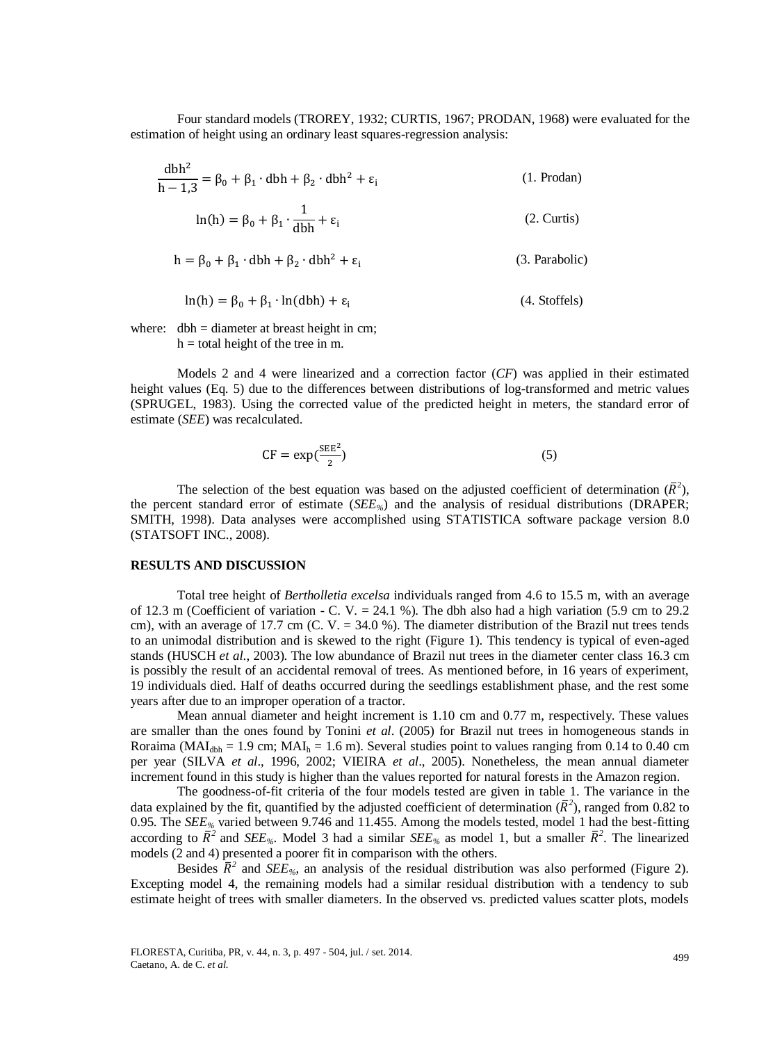Four standard models (TROREY, 1932; CURTIS, 1967; PRODAN, 1968) were evaluated for the estimation of height using an ordinary least squares-regression analysis:

$$\frac{\text{dbh}^2}{\text{h} - 1{,}3} = \beta_0 + \beta_1 \cdot \text{dbh} + \beta_2 \cdot \text{dbh}^2 + \varepsilon_i \qquad \text{(1. Prodan)}$$

$$\ln(\text{h}) = \beta_0 + \beta_1 \cdot \frac{1}{\text{dbh}} + \varepsilon_i \qquad \text{(2. Curtis)}$$

$$\text{h} = \beta_0 + \beta_1 \cdot \text{dbh} + \beta_2 \cdot \text{dbh}^2 + \varepsilon_i \qquad \text{(3. Parabolic)}$$

$$\ln(\text{h}) = \beta_0 + \beta_1 \cdot \ln(\text{dbh}) + \varepsilon_i \qquad \text{(4. Stoffels)}$$

where: dbh = diameter at breast height in cm;
h = total height of the tree in m.

Models 2 and 4 were linearized and a correction factor (*CF*) was applied in their estimated height values (Eq. 5) due to the differences between distributions of log-transformed and metric values (SPRUGEL, 1983). Using the corrected value of the predicted height in meters, the standard error of estimate (*SEE*) was recalculated.

$$\text{CF} = \exp\left(\frac{\text{SEE}^2}{2}\right) \qquad (5)$$

The selection of the best equation was based on the adjusted coefficient of determination ($\bar{R}^2$), the percent standard error of estimate ($SEE_{\%}$) and the analysis of residual distributions (DRAPER; SMITH, 1998). Data analyses were accomplished using STATISTICA software package version 8.0 (STATSOFT INC., 2008).

## RESULTS AND DISCUSSION

Total tree height of *Bertholletia excelsa* individuals ranged from 4.6 to 15.5 m, with an average of 12.3 m (Coefficient of variation - C. V. = 24.1 %). The dbh also had a high variation (5.9 cm to 29.2 cm), with an average of 17.7 cm (C. V. = 34.0 %). The diameter distribution of the Brazil nut trees tends to an unimodal distribution and is skewed to the right (Figure 1). This tendency is typical of even-aged stands (HUSCH *et al.*, 2003). The low abundance of Brazil nut trees in the diameter center class 16.3 cm is possibly the result of an accidental removal of trees. As mentioned before, in 16 years of experiment, 19 individuals died. Half of deaths occurred during the seedlings establishment phase, and the rest some years after due to an improper operation of a tractor.

Mean annual diameter and height increment is 1.10 cm and 0.77 m, respectively. These values are smaller than the ones found by Tonini *et al*. (2005) for Brazil nut trees in homogeneous stands in Roraima ($MAI_{dbh}$ = 1.9 cm; $MAI_h$ = 1.6 m). Several studies point to values ranging from 0.14 to 0.40 cm per year (SILVA *et al*., 1996, 2002; VIEIRA *et al*., 2005). Nonetheless, the mean annual diameter increment found in this study is higher than the values reported for natural forests in the Amazon region.

The goodness-of-fit criteria of the four models tested are given in table 1. The variance in the data explained by the fit, quantified by the adjusted coefficient of determination ($\bar{R}^2$), ranged from 0.82 to 0.95. The $SEE_{\%}$ varied between 9.746 and 11.455. Among the models tested, model 1 had the best-fitting according to $\bar{R}^2$ and $SEE_{\%}$. Model 3 had a similar $SEE_{\%}$ as model 1, but a smaller $\bar{R}^2$. The linearized models (2 and 4) presented a poorer fit in comparison with the others.

Besides $\bar{R}^2$ and $SEE_{\%}$, an analysis of the residual distribution was also performed (Figure 2). Excepting model 4, the remaining models had a similar residual distribution with a tendency to sub estimate height of trees with smaller diameters. In the observed vs. predicted values scatter plots, models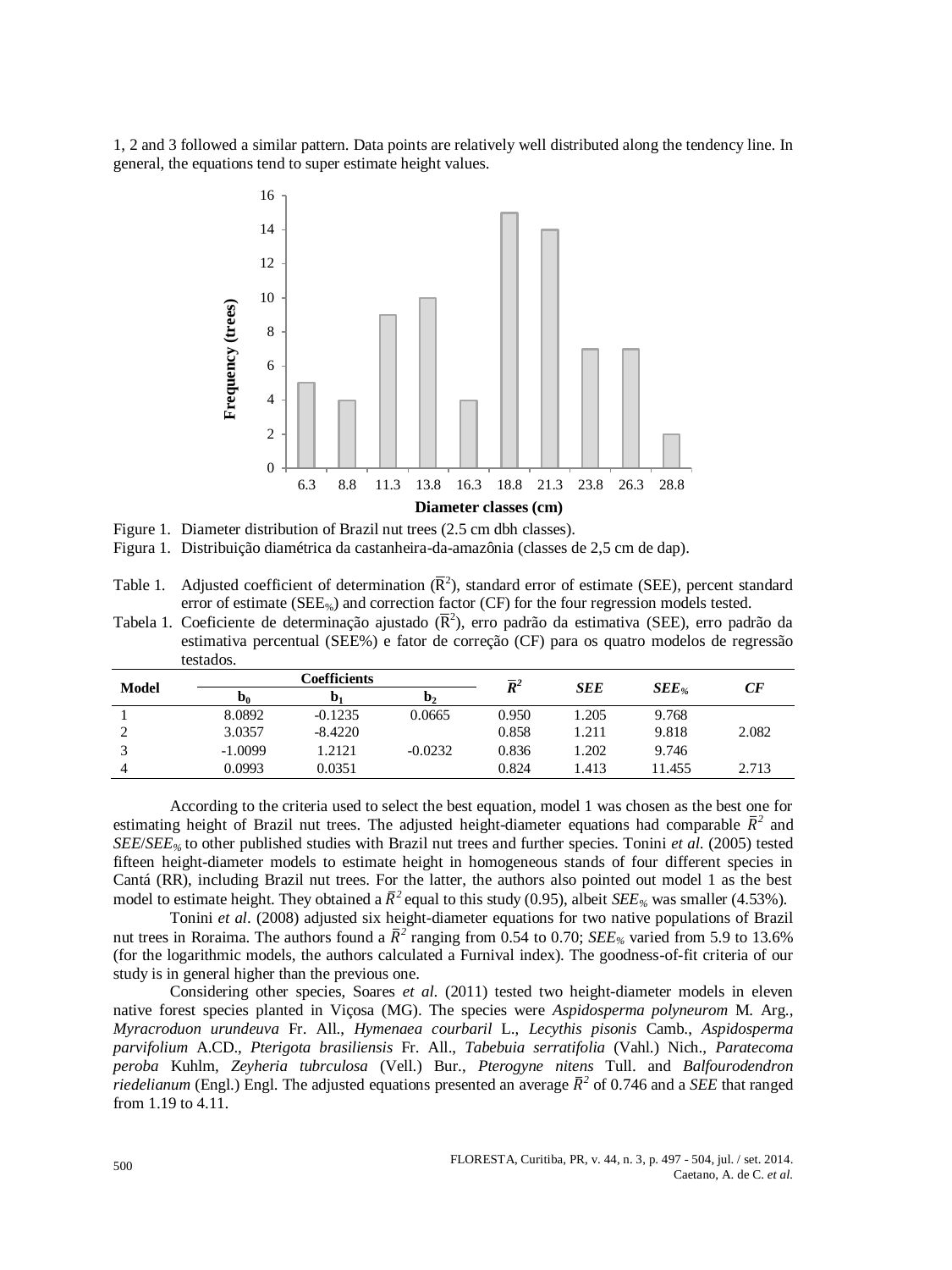1, 2 and 3 followed a similar pattern. Data points are relatively well distributed along the tendency line. In general, the equations tend to super estimate height values.

Figure 1. Diameter distribution of Brazil nut trees (2.5 cm dbh classes).

Figura 1. Distribuição diamétrica da castanheira-da-amazônia (classes de 2,5 cm de dap).

Table 1. Adjusted coefficient of determination ($\bar{R}^2$), standard error of estimate (SEE), percent standard error of estimate ($SEE_{\%}$) and correction factor (CF) for the four regression models tested.

Tabela 1. Coeficiente de determinação ajustado ($\bar{R}^2$), erro padrão da estimativa (SEE), erro padrão da estimativa percentual (SEE%) e fator de correção (CF) para os quatro modelos de regressão testados.

| Model | Coefficients | | | $\bar{R}^2$ | *SEE* | $SEE_{\%}$ | *CF* |
|---|---|---|---|---|---|---|---|
| | $b_0$ | $b_1$ | $b_2$ | | | | |
| 1 | 8.0892 | -0.1235 | 0.0665 | 0.950 | 1.205 | 9.768 | |
| 2 | 3.0357 | -8.4220 | | 0.858 | 1.211 | 9.818 | 2.082 |
| 3 | -1.0099 | 1.2121 | -0.0232 | 0.836 | 1.202 | 9.746 | |
| 4 | 0.0993 | 0.0351 | | 0.824 | 1.413 | 11.455 | 2.713 |

According to the criteria used to select the best equation, model 1 was chosen as the best one for estimating height of Brazil nut trees. The adjusted height-diameter equations had comparable $\bar{R}^2$ and $SEE/SEE_{\%}$ to other published studies with Brazil nut trees and further species. Tonini *et al*. (2005) tested fifteen height-diameter models to estimate height in homogeneous stands of four different species in Cantá (RR), including Brazil nut trees. For the latter, the authors also pointed out model 1 as the best model to estimate height. They obtained a $\bar{R}^2$ equal to this study (0.95), albeit $SEE_{\%}$ was smaller (4.53%).

Tonini *et al*. (2008) adjusted six height-diameter equations for two native populations of Brazil nut trees in Roraima. The authors found a $\bar{R}^2$ ranging from 0.54 to 0.70; $SEE_{\%}$ varied from 5.9 to 13.6% (for the logarithmic models, the authors calculated a Furnival index). The goodness-of-fit criteria of our study is in general higher than the previous one.

Considering other species, Soares *et al*. (2011) tested two height-diameter models in eleven native forest species planted in Viçosa (MG). The species were *Aspidosperma polyneurom* M. Arg., *Myracroduon urundeuva* Fr. All., *Hymenaea courbaril* L., *Lecythis pisonis* Camb., *Aspidosperma parvifolium* A.CD., *Pterigota brasiliensis* Fr. All., *Tabebuia serratifolia* (Vahl.) Nich., *Paratecoma peroba* Kuhlm, *Zeyheria tubrculosa* (Vell.) Bur., *Pterogyne nitens* Tull. and *Balfourodendron riedelianum* (Engl.) Engl. The adjusted equations presented an average $\bar{R}^2$ of 0.746 and a *SEE* that ranged from 1.19 to 4.11.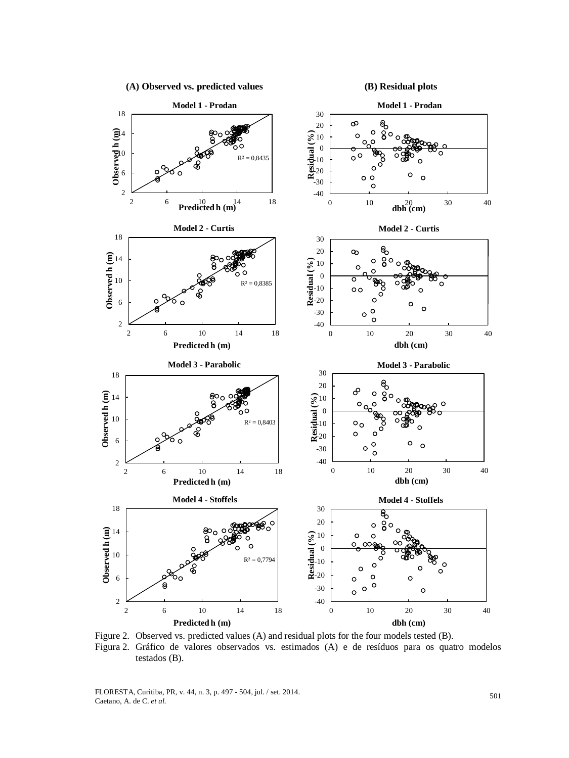Figure 2. Observed vs. predicted values (A) and residual plots for the four models tested (B).

Figura 2. Gráfico de valores observados vs. estimados (A) e de resíduos para os quatro modelos testados (B).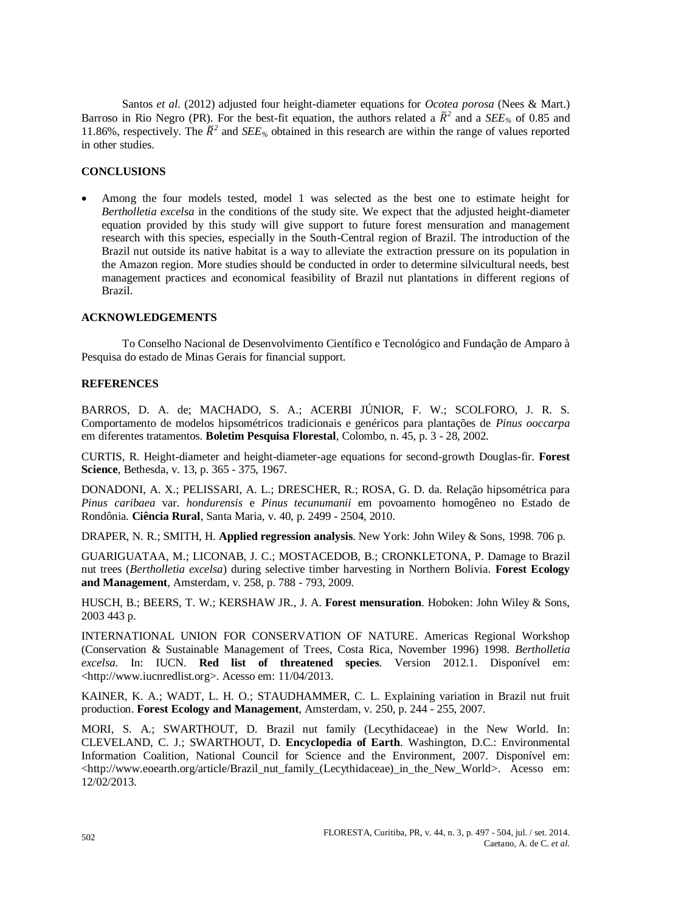Santos *et al.* (2012) adjusted four height-diameter equations for *Ocotea porosa* (Nees & Mart.) Barroso in Rio Negro (PR). For the best-fit equation, the authors related a $\bar{R}^2$ and a $SEE_{\%}$ of 0.85 and 11.86%, respectively. The $\bar{R}^2$ and $SEE_{\%}$ obtained in this research are within the range of values reported in other studies.

## CONCLUSIONS

- Among the four models tested, model 1 was selected as the best one to estimate height for *Bertholletia excelsa* in the conditions of the study site. We expect that the adjusted height-diameter equation provided by this study will give support to future forest mensuration and management research with this species, especially in the South-Central region of Brazil. The introduction of the Brazil nut outside its native habitat is a way to alleviate the extraction pressure on its population in the Amazon region. More studies should be conducted in order to determine silvicultural needs, best management practices and economical feasibility of Brazil nut plantations in different regions of Brazil.

## ACKNOWLEDGEMENTS

To Conselho Nacional de Desenvolvimento Científico e Tecnológico and Fundação de Amparo à Pesquisa do estado de Minas Gerais for financial support.

## REFERENCES

BARROS, D. A. de; MACHADO, S. A.; ACERBI JÚNIOR, F. W.; SCOLFORO, J. R. S. Comportamento de modelos hipsométricos tradicionais e genéricos para plantações de *Pinus ooccarpa* em diferentes tratamentos. **Boletim Pesquisa Florestal**, Colombo, n. 45, p. 3 - 28, 2002.

CURTIS, R. Height-diameter and height-diameter-age equations for second-growth Douglas-fir. **Forest Science**, Bethesda, v. 13, p. 365 - 375, 1967.

DONADONI, A. X.; PELISSARI, A. L.; DRESCHER, R.; ROSA, G. D. da. Relação hipsométrica para *Pinus caribaea* var. *hondurensis* e *Pinus tecunumanii* em povoamento homogêneo no Estado de Rondônia. **Ciência Rural**, Santa Maria, v. 40, p. 2499 - 2504, 2010.

DRAPER, N. R.; SMITH, H. **Applied regression analysis**. New York: John Wiley & Sons, 1998. 706 p.

GUARIGUATAA, M.; LICONAB, J. C.; MOSTACEDOB, B.; CRONKLETONA, P. Damage to Brazil nut trees (*Bertholletia excelsa*) during selective timber harvesting in Northern Bolivia. **Forest Ecology and Management**, Amsterdam, v. 258, p. 788 - 793, 2009.

HUSCH, B.; BEERS, T. W.; KERSHAW JR., J. A. **Forest mensuration**. Hoboken: John Wiley & Sons, 2003 443 p.

INTERNATIONAL UNION FOR CONSERVATION OF NATURE. Americas Regional Workshop (Conservation & Sustainable Management of Trees, Costa Rica, November 1996) 1998. *Bertholletia excelsa*. In: IUCN. **Red list of threatened species**. Version 2012.1. Disponível em: <http://www.iucnredlist.org>. Acesso em: 11/04/2013.

KAINER, K. A.; WADT, L. H. O.; STAUDHAMMER, C. L. Explaining variation in Brazil nut fruit production. **Forest Ecology and Management**, Amsterdam, v. 250, p. 244 - 255, 2007.

MORI, S. A.; SWARTHOUT, D. Brazil nut family (Lecythidaceae) in the New World. In: CLEVELAND, C. J.; SWARTHOUT, D. **Encyclopedia of Earth**. Washington, D.C.: Environmental Information Coalition, National Council for Science and the Environment, 2007. Disponível em: <http://www.eoearth.org/article/Brazil_nut_family_(Lecythidaceae)_in_the_New_World>. Acesso em: 12/02/2013.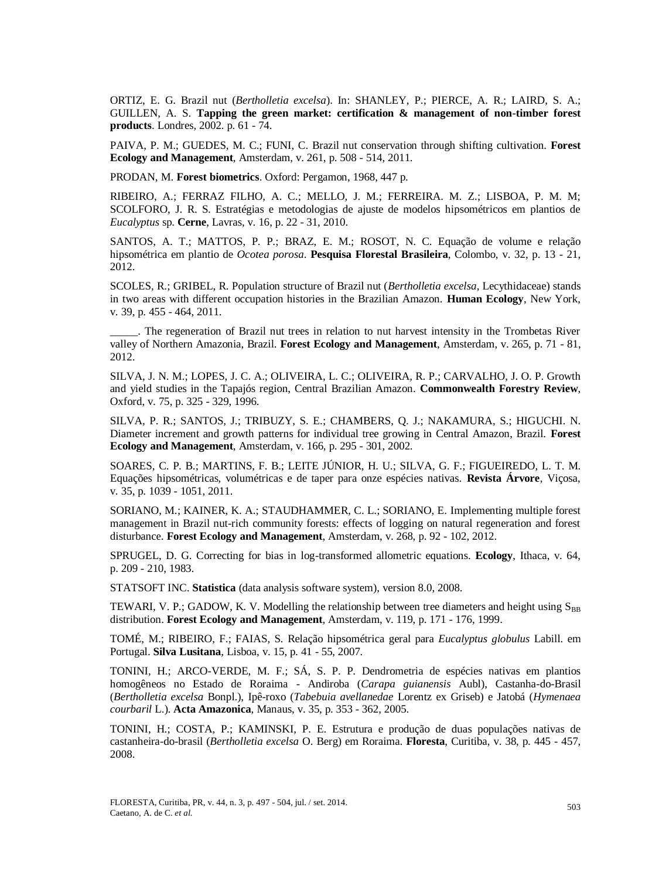ORTIZ, E. G. Brazil nut (*Bertholletia excelsa*). In: SHANLEY, P.; PIERCE, A. R.; LAIRD, S. A.; GUILLEN, A. S. **Tapping the green market: certification & management of non-timber forest products**. Londres, 2002. p. 61 - 74.

PAIVA, P. M.; GUEDES, M. C.; FUNI, C. Brazil nut conservation through shifting cultivation. **Forest Ecology and Management**, Amsterdam, v. 261, p. 508 - 514, 2011.

PRODAN, M. **Forest biometrics**. Oxford: Pergamon, 1968, 447 p.

RIBEIRO, A.; FERRAZ FILHO, A. C.; MELLO, J. M.; FERREIRA. M. Z.; LISBOA, P. M. M; SCOLFORO, J. R. S. Estratégias e metodologias de ajuste de modelos hipsométricos em plantios de *Eucalyptus* sp. **Cerne**, Lavras, v. 16, p. 22 - 31, 2010.

SANTOS, A. T.; MATTOS, P. P.; BRAZ, E. M.; ROSOT, N. C. Equação de volume e relação hipsométrica em plantio de *Ocotea porosa*. **Pesquisa Florestal Brasileira**, Colombo, v. 32, p. 13 - 21, 2012.

SCOLES, R.; GRIBEL, R. Population structure of Brazil nut (*Bertholletia excelsa*, Lecythidaceae) stands in two areas with different occupation histories in the Brazilian Amazon. **Human Ecology**, New York, v. 39, p. 455 - 464, 2011.

_____. The regeneration of Brazil nut trees in relation to nut harvest intensity in the Trombetas River valley of Northern Amazonia, Brazil. **Forest Ecology and Management**, Amsterdam, v. 265, p. 71 - 81, 2012.

SILVA, J. N. M.; LOPES, J. C. A.; OLIVEIRA, L. C.; OLIVEIRA, R. P.; CARVALHO, J. O. P. Growth and yield studies in the Tapajós region, Central Brazilian Amazon. **Commonwealth Forestry Review**, Oxford, v. 75, p. 325 - 329, 1996.

SILVA, P. R.; SANTOS, J.; TRIBUZY, S. E.; CHAMBERS, Q. J.; NAKAMURA, S.; HIGUCHI. N. Diameter increment and growth patterns for individual tree growing in Central Amazon, Brazil. **Forest Ecology and Management**, Amsterdam, v. 166, p. 295 - 301, 2002.

SOARES, C. P. B.; MARTINS, F. B.; LEITE JÚNIOR, H. U.; SILVA, G. F.; FIGUEIREDO, L. T. M. Equações hipsométricas, volumétricas e de taper para onze espécies nativas. **Revista Árvore**, Viçosa, v. 35, p. 1039 - 1051, 2011.

SORIANO, M.; KAINER, K. A.; STAUDHAMMER, C. L.; SORIANO, E. Implementing multiple forest management in Brazil nut-rich community forests: effects of logging on natural regeneration and forest disturbance. **Forest Ecology and Management**, Amsterdam, v. 268, p. 92 - 102, 2012.

SPRUGEL, D. G. Correcting for bias in log-transformed allometric equations. **Ecology**, Ithaca, v. 64, p. 209 - 210, 1983.

STATSOFT INC. **Statistica** (data analysis software system), version 8.0, 2008.

TEWARI, V. P.; GADOW, K. V. Modelling the relationship between tree diameters and height using $S_{BB}$ distribution. **Forest Ecology and Management**, Amsterdam, v. 119, p. 171 - 176, 1999.

TOMÉ, M.; RIBEIRO, F.; FAIAS, S. Relação hipsométrica geral para *Eucalyptus globulus* Labill. em Portugal. **Silva Lusitana**, Lisboa, v. 15, p. 41 - 55, 2007.

TONINI, H.; ARCO-VERDE, M. F.; SÁ, S. P. P. Dendrometria de espécies nativas em plantios homogêneos no Estado de Roraima - Andiroba (*Carapa guianensis* Aubl), Castanha-do-Brasil (*Bertholletia excelsa* Bonpl.), Ipê-roxo (*Tabebuia avellanedae* Lorentz ex Griseb) e Jatobá (*Hymenaea courbaril* L.). **Acta Amazonica**, Manaus, v. 35, p. 353 - 362, 2005.

TONINI, H.; COSTA, P.; KAMINSKI, P. E. Estrutura e produção de duas populações nativas de castanheira-do-brasil (*Bertholletia excelsa* O. Berg) em Roraima. **Floresta**, Curitiba, v. 38, p. 445 - 457, 2008.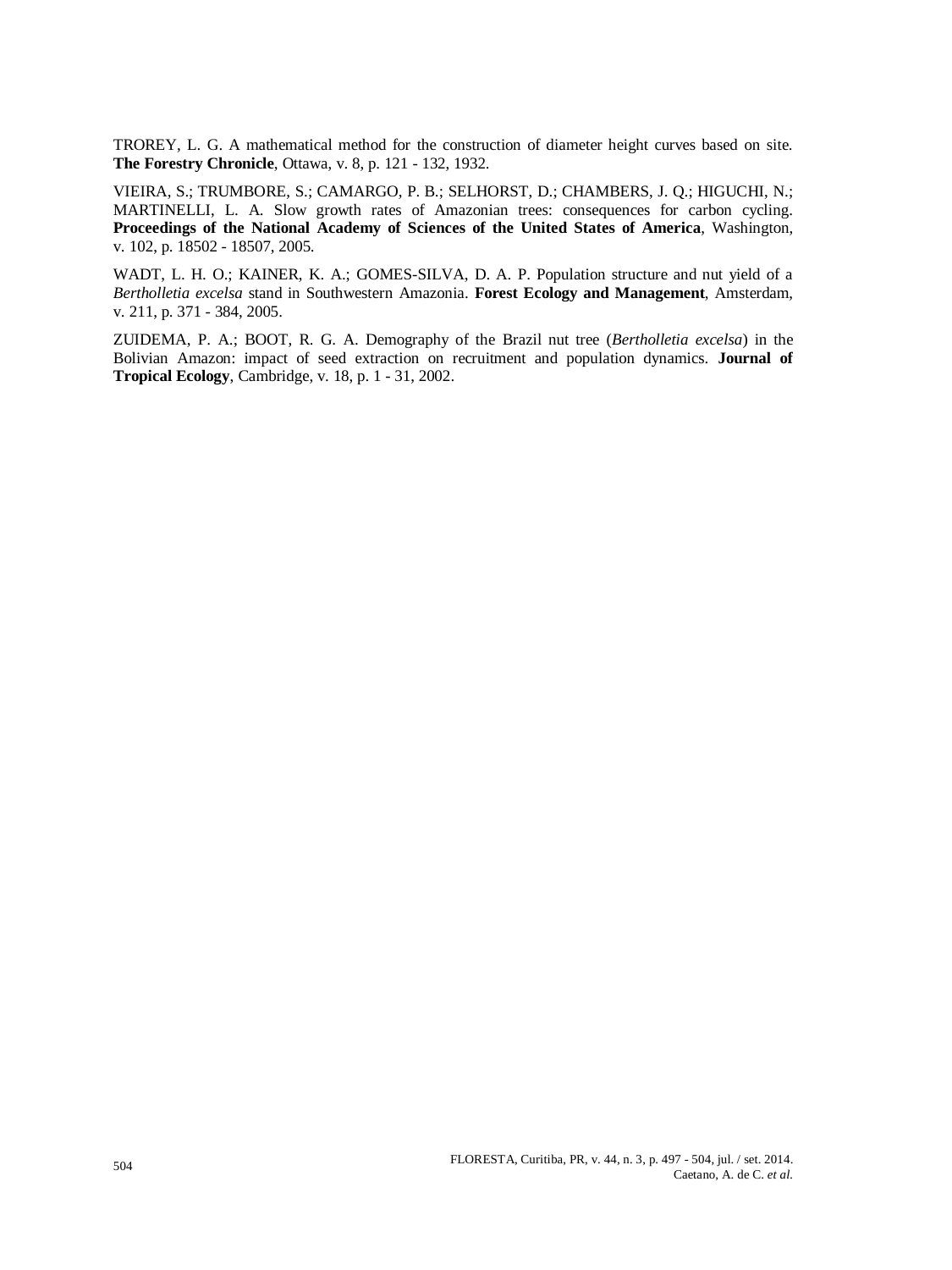TROREY, L. G. A mathematical method for the construction of diameter height curves based on site. **The Forestry Chronicle**, Ottawa, v. 8, p. 121 - 132, 1932.

VIEIRA, S.; TRUMBORE, S.; CAMARGO, P. B.; SELHORST, D.; CHAMBERS, J. Q.; HIGUCHI, N.; MARTINELLI, L. A. Slow growth rates of Amazonian trees: consequences for carbon cycling. **Proceedings of the National Academy of Sciences of the United States of America**, Washington, v. 102, p. 18502 - 18507, 2005.

WADT, L. H. O.; KAINER, K. A.; GOMES-SILVA, D. A. P. Population structure and nut yield of a *Bertholletia excelsa* stand in Southwestern Amazonia. **Forest Ecology and Management**, Amsterdam, v. 211, p. 371 - 384, 2005.

ZUIDEMA, P. A.; BOOT, R. G. A. Demography of the Brazil nut tree (*Bertholletia excelsa*) in the Bolivian Amazon: impact of seed extraction on recruitment and population dynamics. **Journal of Tropical Ecology**, Cambridge, v. 18, p. 1 - 31, 2002.